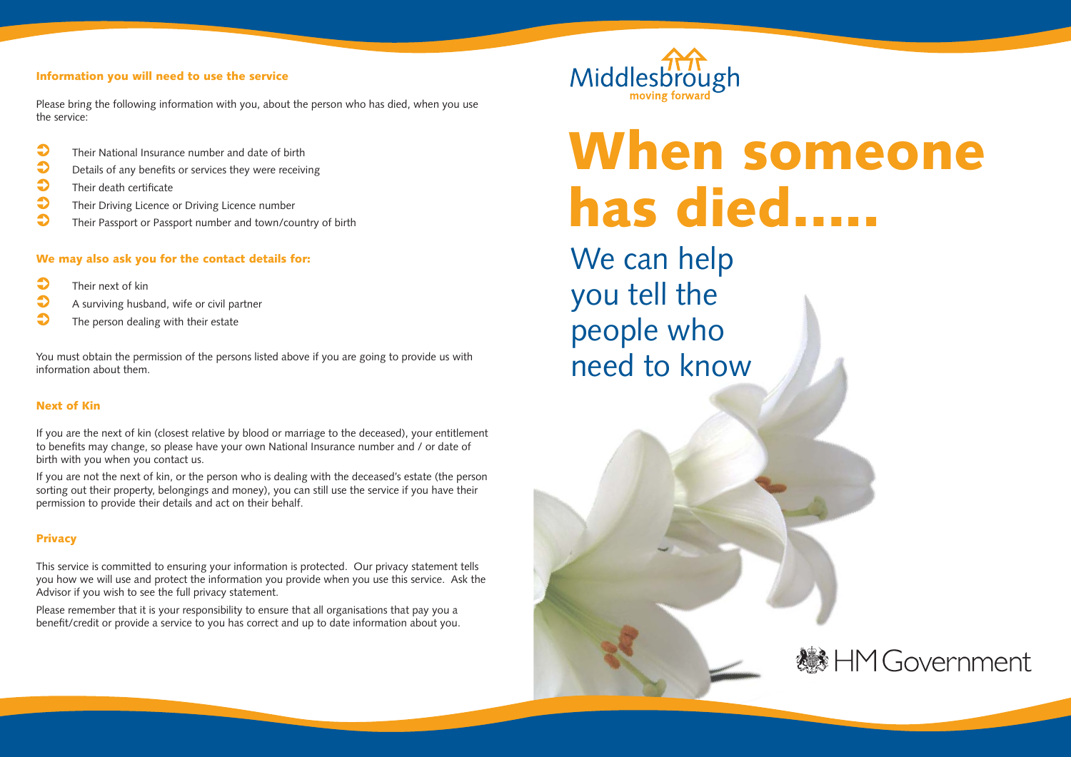### Information you will need to use the service

Please bring the following information with you, about the person who has died, when you use the service:

- Their National Insurance number and date of birth
- Details of any benefits or services they were receiving
- Their death certificate
- Their Driving Licence or Driving Licence number
- Their Passport or Passport number and town/country of birth

### We may also ask you for the contact details for:

- Their next of kin
- A surviving husband, wife or civil partner
- The person dealing with their estate

You must obtain the permission of the persons listed above if you are going to provide us with information about them.

### Next of Kin

If you are the next of kin (closest relative by blood or marriage to the deceased), your entitlement to benefits may change, so please have your own National Insurance number and / or date of birth with you when you contact us.

If you are not the next of kin, or the person who is dealing with the deceased's estate (the person sorting out their property, belongings and money), you can still use the service if you have their permission to provide their details and act on their behalf.

### Privacy

This service is committed to ensuring your information is protected. Our privacy statement tells you how we will use and protect the information you provide when you use this service. Ask the Advisor if you wish to see the full privacy statement.

Please remember that it is your responsibility to ensure that all organisations that pay you a benefit/credit or provide a service to you has correct and up to date information about you.

Middlesbrough
moving forward

# When someone has died.....

## We can help you tell the people who need to know

HM Government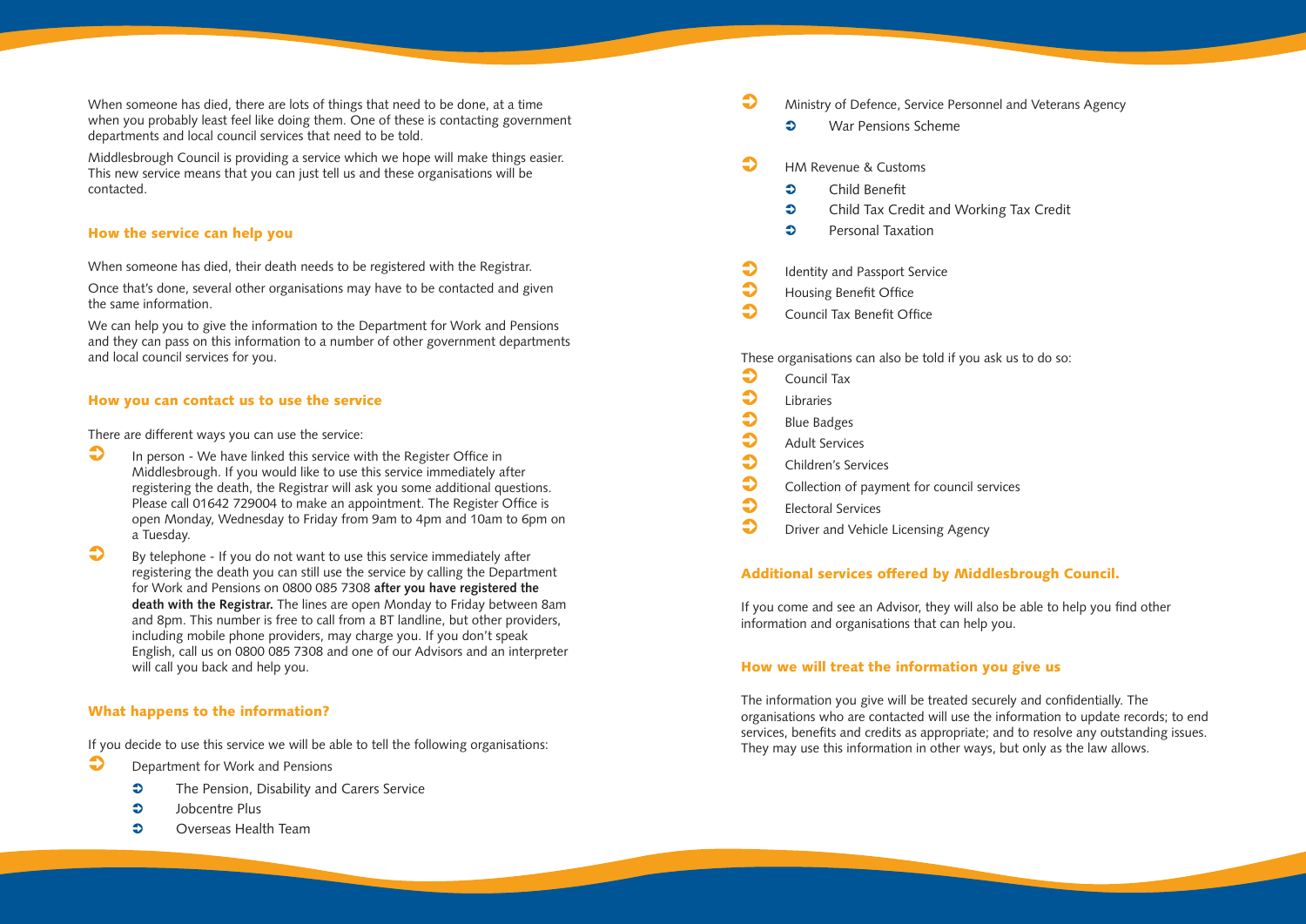When someone has died, there are lots of things that need to be done, at a time when you probably least feel like doing them. One of these is contacting government departments and local council services that need to be told.

Middlesbrough Council is providing a service which we hope will make things easier. This new service means that you can just tell us and these organisations will be contacted.

## How the service can help you

When someone has died, their death needs to be registered with the Registrar.

Once that's done, several other organisations may have to be contacted and given the same information.

We can help you to give the information to the Department for Work and Pensions and they can pass on this information to a number of other government departments and local council services for you.

## How you can contact us to use the service

There are different ways you can use the service:

- In person - We have linked this service with the Register Office in Middlesbrough. If you would like to use this service immediately after registering the death, the Registrar will ask you some additional questions. Please call 01642 729004 to make an appointment. The Register Office is open Monday, Wednesday to Friday from 9am to 4pm and 10am to 6pm on a Tuesday.
- By telephone - If you do not want to use this service immediately after registering the death you can still use the service by calling the Department for Work and Pensions on 0800 085 7308 **after you have registered the death with the Registrar.** The lines are open Monday to Friday between 8am and 8pm. This number is free to call from a BT landline, but other providers, including mobile phone providers, may charge you. If you don't speak English, call us on 0800 085 7308 and one of our Advisors and an interpreter will call you back and help you.

## What happens to the information?

If you decide to use this service we will be able to tell the following organisations:

- Department for Work and Pensions
  - The Pension, Disability and Carers Service
  - Jobcentre Plus
  - Overseas Health Team
- Ministry of Defence, Service Personnel and Veterans Agency
  - War Pensions Scheme
- HM Revenue & Customs
  - Child Benefit
  - Child Tax Credit and Working Tax Credit
  - Personal Taxation
- Identity and Passport Service
- Housing Benefit Office
- Council Tax Benefit Office

These organisations can also be told if you ask us to do so:

- Council Tax
- Libraries
- Blue Badges
- Adult Services
- Children's Services
- Collection of payment for council services
- Electoral Services
- Driver and Vehicle Licensing Agency

## Additional services offered by Middlesbrough Council.

If you come and see an Advisor, they will also be able to help you find other information and organisations that can help you.

## How we will treat the information you give us

The information you give will be treated securely and confidentially. The organisations who are contacted will use the information to update records; to end services, benefits and credits as appropriate; and to resolve any outstanding issues. They may use this information in other ways, but only as the law allows.